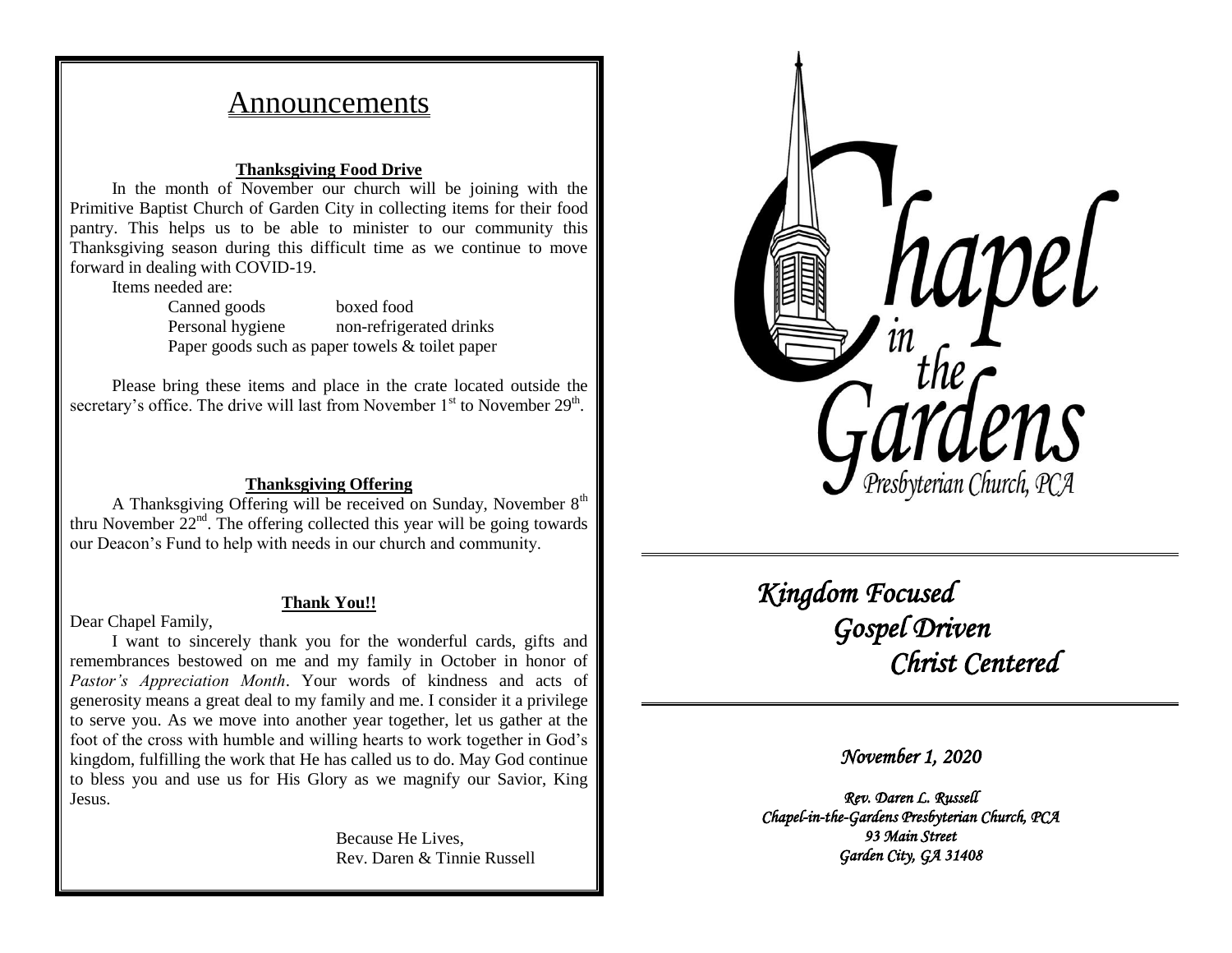# Announcements

**Thanksgiving Food Drive**

In the month of November our church will be joining with the Primitive Baptist Church of Garden City in collecting items for their food pantry. This helps us to be able to minister to our community this Thanksgiving season during this difficult time as we continue to move forward in dealing with COVID-19.

Items needed are:

| | |
|---|---|
| Canned goods | boxed food |
| Personal hygiene | non-refrigerated drinks |

Paper goods such as paper towels & toilet paper

Please bring these items and place in the crate located outside the secretary's office. The drive will last from November 1st to November 29th.

**Thanksgiving Offering**

A Thanksgiving Offering will be received on Sunday, November 8th thru November 22nd. The offering collected this year will be going towards our Deacon's Fund to help with needs in our church and community.

**Thank You!!**

Dear Chapel Family,

I want to sincerely thank you for the wonderful cards, gifts and remembrances bestowed on me and my family in October in honor of *Pastor's Appreciation Month*. Your words of kindness and acts of generosity means a great deal to my family and me. I consider it a privilege to serve you. As we move into another year together, let us gather at the foot of the cross with humble and willing hearts to work together in God's kingdom, fulfilling the work that He has called us to do. May God continue to bless you and use us for His Glory as we magnify our Savior, King Jesus.

Because He Lives,
Rev. Daren & Tinnie Russell

---

# Chapel in the Gardens

Presbyterian Church, PCA

*Kingdom Focused*
*Gospel Driven*
*Christ Centered*

*November 1, 2020*

*Rev. Daren L. Russell*
*Chapel-in-the-Gardens Presbyterian Church, PCA*
*93 Main Street*
*Garden City, GA 31408*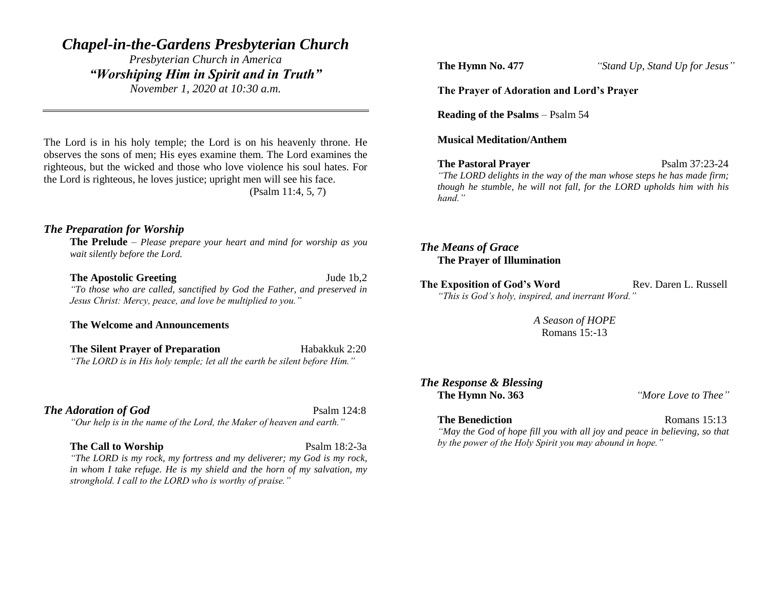# *Chapel-in-the-Gardens Presbyterian Church*

*Presbyterian Church in America*

***"Worshiping Him in Spirit and in Truth"***

*November 1, 2020 at 10:30 a.m.*

---

The Lord is in his holy temple; the Lord is on his heavenly throne. He observes the sons of men; His eyes examine them. The Lord examines the righteous, but the wicked and those who love violence his soul hates. For the Lord is righteous, he loves justice; upright men will see his face. (Psalm 11:4, 5, 7)

### *The Preparation for Worship*

**The Prelude** – *Please prepare your heart and mind for worship as you wait silently before the Lord.*

**The Apostolic Greeting** Jude 1b,2

*"To those who are called, sanctified by God the Father, and preserved in Jesus Christ: Mercy, peace, and love be multiplied to you."*

**The Welcome and Announcements**

**The Silent Prayer of Preparation** Habakkuk 2:20

*"The LORD is in His holy temple; let all the earth be silent before Him."*

### *The Adoration of God* Psalm 124:8

*"Our help is in the name of the Lord, the Maker of heaven and earth."*

**The Call to Worship** Psalm 18:2-3a

*"The LORD is my rock, my fortress and my deliverer; my God is my rock, in whom I take refuge. He is my shield and the horn of my salvation, my stronghold. I call to the LORD who is worthy of praise."*

**The Hymn No. 477** *"Stand Up, Stand Up for Jesus"*

**The Prayer of Adoration and Lord's Prayer**

**Reading of the Psalms** – Psalm 54

**Musical Meditation/Anthem**

**The Pastoral Prayer** Psalm 37:23-24

*"The LORD delights in the way of the man whose steps he has made firm; though he stumble, he will not fall, for the LORD upholds him with his hand."*

### *The Means of Grace*

**The Prayer of Illumination**

**The Exposition of God's Word** Rev. Daren L. Russell

*"This is God's holy, inspired, and inerrant Word."*

*A Season of HOPE*

Romans 15:-13

### *The Response & Blessing*

**The Hymn No. 363** *"More Love to Thee"*

**The Benediction** Romans 15:13

*"May the God of hope fill you with all joy and peace in believing, so that by the power of the Holy Spirit you may abound in hope."*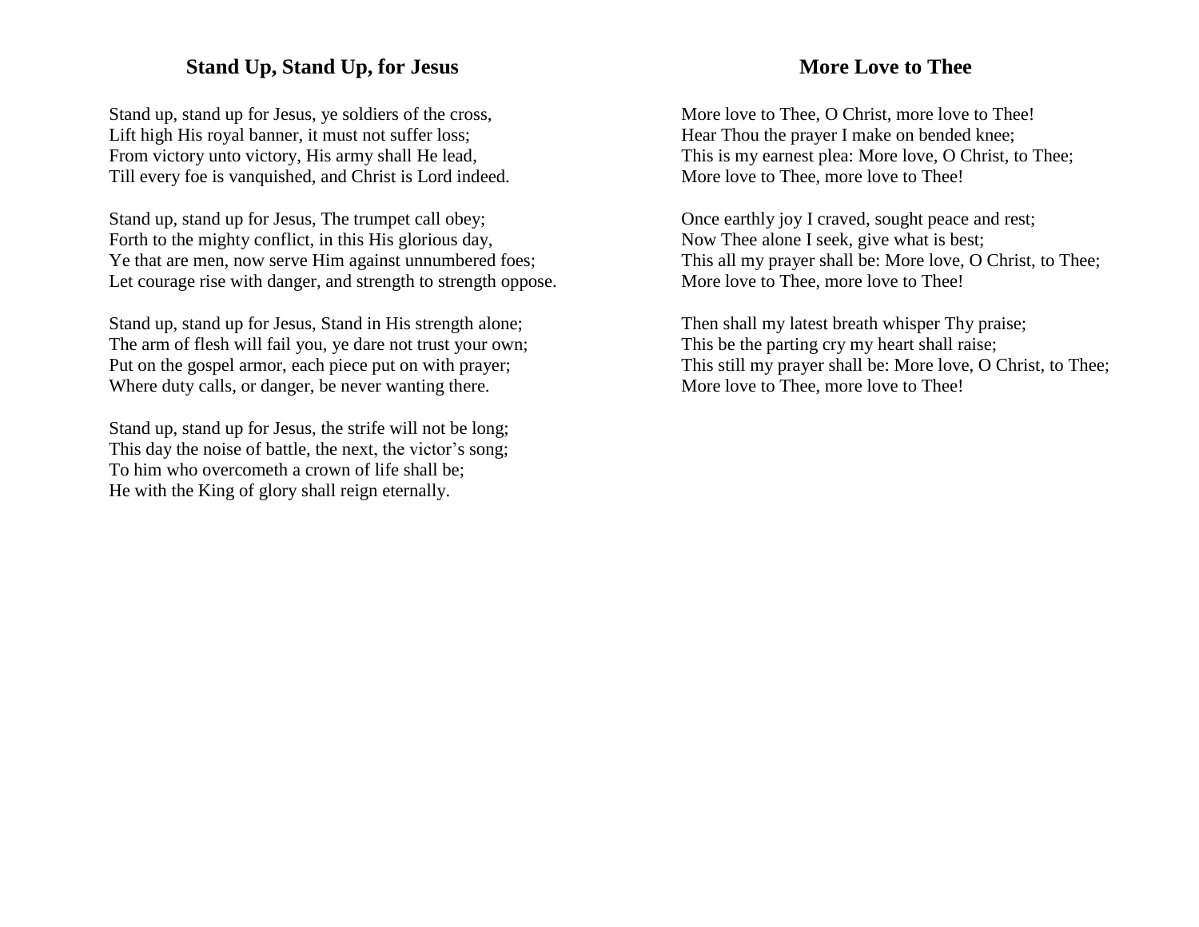## Stand Up, Stand Up, for Jesus

Stand up, stand up for Jesus, ye soldiers of the cross,
Lift high His royal banner, it must not suffer loss;
From victory unto victory, His army shall He lead,
Till every foe is vanquished, and Christ is Lord indeed.

Stand up, stand up for Jesus, The trumpet call obey;
Forth to the mighty conflict, in this His glorious day,
Ye that are men, now serve Him against unnumbered foes;
Let courage rise with danger, and strength to strength oppose.

Stand up, stand up for Jesus, Stand in His strength alone;
The arm of flesh will fail you, ye dare not trust your own;
Put on the gospel armor, each piece put on with prayer;
Where duty calls, or danger, be never wanting there.

Stand up, stand up for Jesus, the strife will not be long;
This day the noise of battle, the next, the victor's song;
To him who overcometh a crown of life shall be;
He with the King of glory shall reign eternally.

## More Love to Thee

More love to Thee, O Christ, more love to Thee!
Hear Thou the prayer I make on bended knee;
This is my earnest plea: More love, O Christ, to Thee;
More love to Thee, more love to Thee!

Once earthly joy I craved, sought peace and rest;
Now Thee alone I seek, give what is best;
This all my prayer shall be: More love, O Christ, to Thee;
More love to Thee, more love to Thee!

Then shall my latest breath whisper Thy praise;
This be the parting cry my heart shall raise;
This still my prayer shall be: More love, O Christ, to Thee;
More love to Thee, more love to Thee!